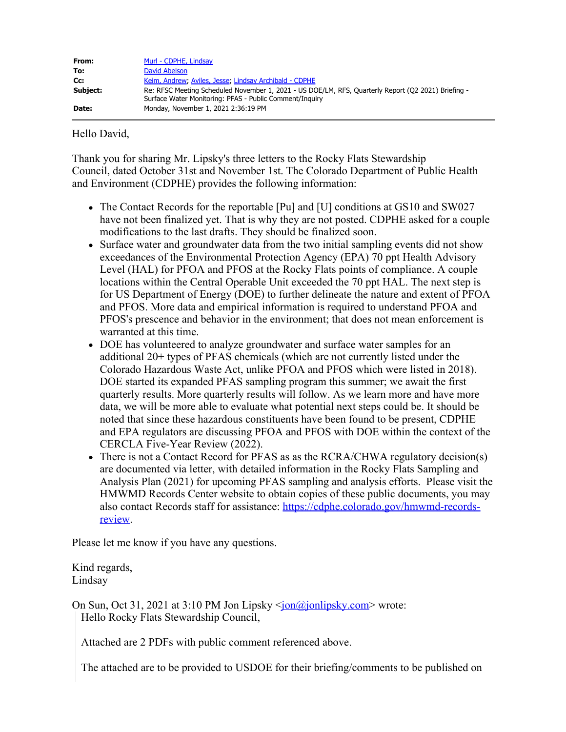| | |
|---|---|
| **From:** | Murl - CDPHE, Lindsay |
| **To:** | David Abelson |
| **Cc:** | Keim, Andrew; Aviles, Jesse; Lindsay Archibald - CDPHE |
| **Subject:** | Re: RFSC Meeting Scheduled November 1, 2021 - US DOE/LM, RFS, Quarterly Report (Q2 2021) Briefing - Surface Water Monitoring: PFAS - Public Comment/Inquiry |
| **Date:** | Monday, November 1, 2021 2:36:19 PM |

Hello David,

Thank you for sharing Mr. Lipsky's three letters to the Rocky Flats Stewardship Council, dated October 31st and November 1st. The Colorado Department of Public Health and Environment (CDPHE) provides the following information:

- The Contact Records for the reportable [Pu] and [U] conditions at GS10 and SW027 have not been finalized yet. That is why they are not posted. CDPHE asked for a couple modifications to the last drafts. They should be finalized soon.
- Surface water and groundwater data from the two initial sampling events did not show exceedances of the Environmental Protection Agency (EPA) 70 ppt Health Advisory Level (HAL) for PFOA and PFOS at the Rocky Flats points of compliance. A couple locations within the Central Operable Unit exceeded the 70 ppt HAL. The next step is for US Department of Energy (DOE) to further delineate the nature and extent of PFOA and PFOS. More data and empirical information is required to understand PFOA and PFOS's prescence and behavior in the environment; that does not mean enforcement is warranted at this time.
- DOE has volunteered to analyze groundwater and surface water samples for an additional 20+ types of PFAS chemicals (which are not currently listed under the Colorado Hazardous Waste Act, unlike PFOA and PFOS which were listed in 2018). DOE started its expanded PFAS sampling program this summer; we await the first quarterly results. More quarterly results will follow. As we learn more and have more data, we will be more able to evaluate what potential next steps could be. It should be noted that since these hazardous constituents have been found to be present, CDPHE and EPA regulators are discussing PFOA and PFOS with DOE within the context of the CERCLA Five-Year Review (2022).
- There is not a Contact Record for PFAS as as the RCRA/CHWA regulatory decision(s) are documented via letter, with detailed information in the Rocky Flats Sampling and Analysis Plan (2021) for upcoming PFAS sampling and analysis efforts. Please visit the HMWMD Records Center website to obtain copies of these public documents, you may also contact Records staff for assistance: https://cdphe.colorado.gov/hmwmd-records-review.

Please let me know if you have any questions.

Kind regards,
Lindsay

On Sun, Oct 31, 2021 at 3:10 PM Jon Lipsky <jon@jonlipsky.com> wrote:

> Hello Rocky Flats Stewardship Council,
>
> Attached are 2 PDFs with public comment referenced above.
>
> The attached are to be provided to USDOE for their briefing/comments to be published on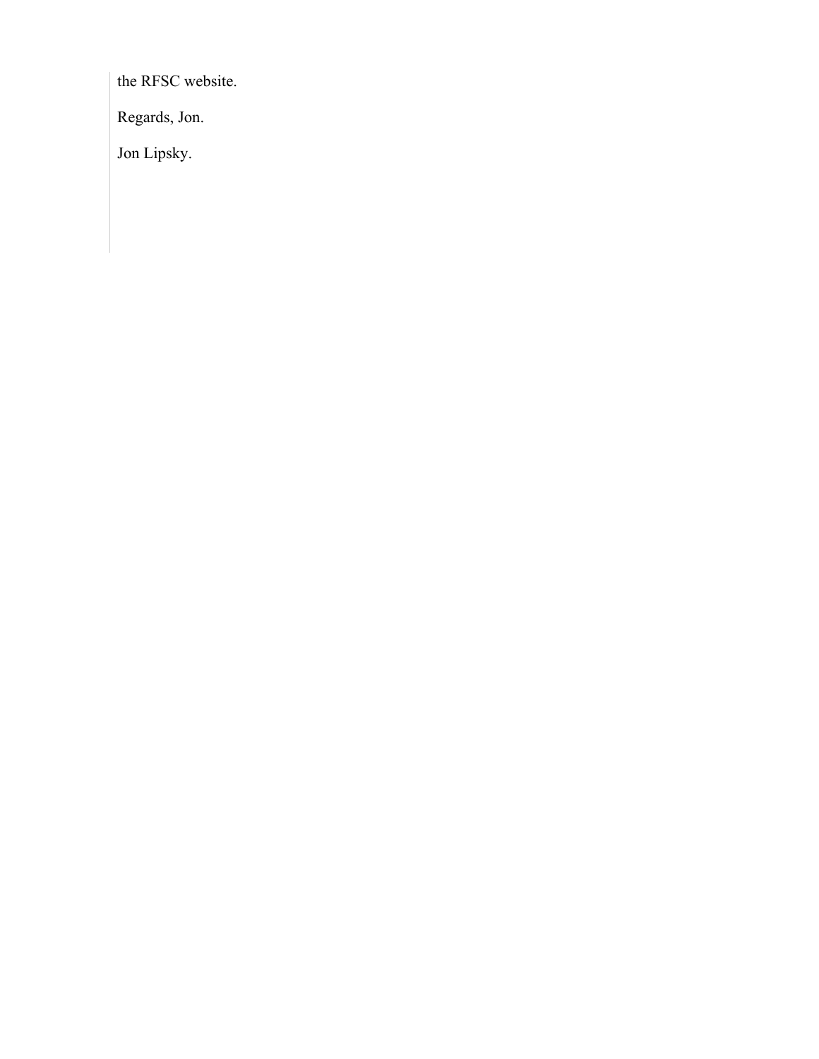the RFSC website.

Regards, Jon.

Jon Lipsky.